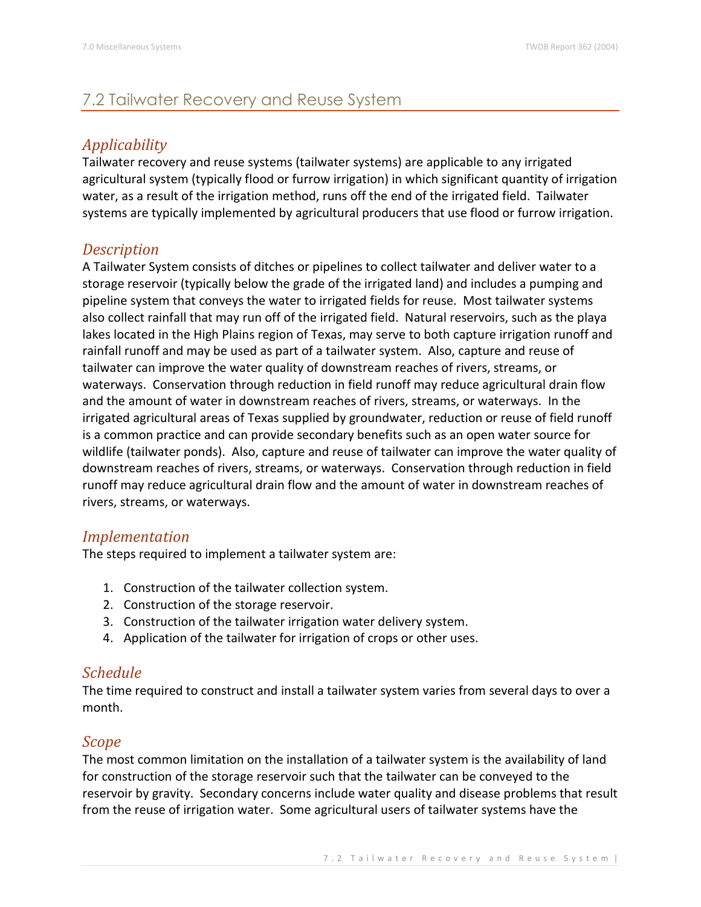## 7.2 Tailwater Recovery and Reuse System

### *Applicability*

Tailwater recovery and reuse systems (tailwater systems) are applicable to any irrigated agricultural system (typically flood or furrow irrigation) in which significant quantity of irrigation water, as a result of the irrigation method, runs off the end of the irrigated field. Tailwater systems are typically implemented by agricultural producers that use flood or furrow irrigation.

### *Description*

A Tailwater System consists of ditches or pipelines to collect tailwater and deliver water to a storage reservoir (typically below the grade of the irrigated land) and includes a pumping and pipeline system that conveys the water to irrigated fields for reuse. Most tailwater systems also collect rainfall that may run off of the irrigated field. Natural reservoirs, such as the playa lakes located in the High Plains region of Texas, may serve to both capture irrigation runoff and rainfall runoff and may be used as part of a tailwater system. Also, capture and reuse of tailwater can improve the water quality of downstream reaches of rivers, streams, or waterways. Conservation through reduction in field runoff may reduce agricultural drain flow and the amount of water in downstream reaches of rivers, streams, or waterways. In the irrigated agricultural areas of Texas supplied by groundwater, reduction or reuse of field runoff is a common practice and can provide secondary benefits such as an open water source for wildlife (tailwater ponds). Also, capture and reuse of tailwater can improve the water quality of downstream reaches of rivers, streams, or waterways. Conservation through reduction in field runoff may reduce agricultural drain flow and the amount of water in downstream reaches of rivers, streams, or waterways.

### *Implementation*

The steps required to implement a tailwater system are:

1. Construction of the tailwater collection system.
2. Construction of the storage reservoir.
3. Construction of the tailwater irrigation water delivery system.
4. Application of the tailwater for irrigation of crops or other uses.

### *Schedule*

The time required to construct and install a tailwater system varies from several days to over a month.

### *Scope*

The most common limitation on the installation of a tailwater system is the availability of land for construction of the storage reservoir such that the tailwater can be conveyed to the reservoir by gravity. Secondary concerns include water quality and disease problems that result from the reuse of irrigation water. Some agricultural users of tailwater systems have the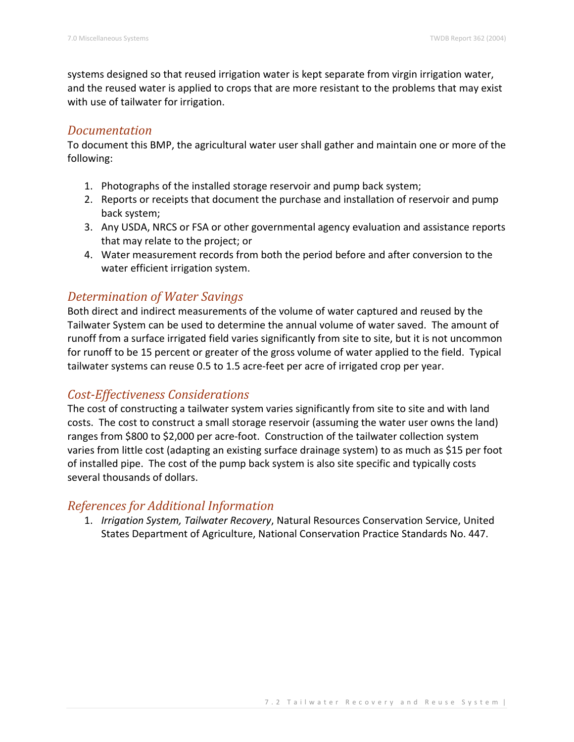systems designed so that reused irrigation water is kept separate from virgin irrigation water, and the reused water is applied to crops that are more resistant to the problems that may exist with use of tailwater for irrigation.

## *Documentation*

To document this BMP, the agricultural water user shall gather and maintain one or more of the following:

1. Photographs of the installed storage reservoir and pump back system;
2. Reports or receipts that document the purchase and installation of reservoir and pump back system;
3. Any USDA, NRCS or FSA or other governmental agency evaluation and assistance reports that may relate to the project; or
4. Water measurement records from both the period before and after conversion to the water efficient irrigation system.

## *Determination of Water Savings*

Both direct and indirect measurements of the volume of water captured and reused by the Tailwater System can be used to determine the annual volume of water saved. The amount of runoff from a surface irrigated field varies significantly from site to site, but it is not uncommon for runoff to be 15 percent or greater of the gross volume of water applied to the field. Typical tailwater systems can reuse 0.5 to 1.5 acre-feet per acre of irrigated crop per year.

## *Cost-Effectiveness Considerations*

The cost of constructing a tailwater system varies significantly from site to site and with land costs. The cost to construct a small storage reservoir (assuming the water user owns the land) ranges from $800 to $2,000 per acre-foot. Construction of the tailwater collection system varies from little cost (adapting an existing surface drainage system) to as much as $15 per foot of installed pipe. The cost of the pump back system is also site specific and typically costs several thousands of dollars.

## *References for Additional Information*

1. *Irrigation System, Tailwater Recovery*, Natural Resources Conservation Service, United States Department of Agriculture, National Conservation Practice Standards No. 447.